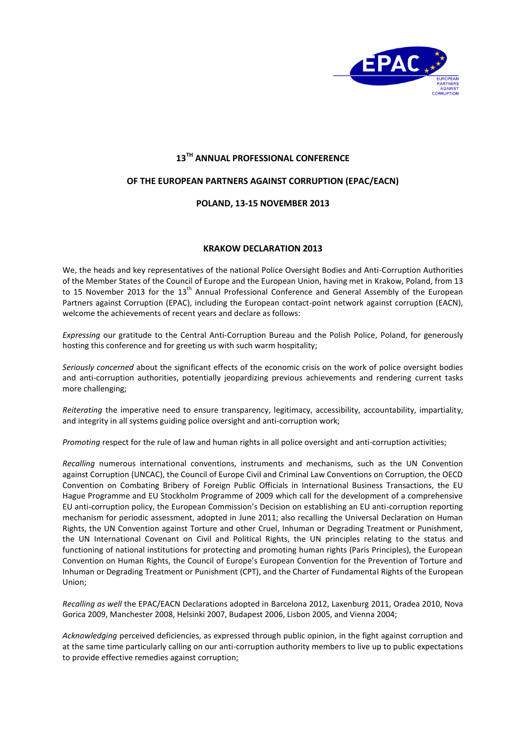## 13TH ANNUAL PROFESSIONAL CONFERENCE

## OF THE EUROPEAN PARTNERS AGAINST CORRUPTION (EPAC/EACN)

## POLAND, 13-15 NOVEMBER 2013

# KRAKOW DECLARATION 2013

We, the heads and key representatives of the national Police Oversight Bodies and Anti-Corruption Authorities of the Member States of the Council of Europe and the European Union, having met in Krakow, Poland, from 13 to 15 November 2013 for the 13th Annual Professional Conference and General Assembly of the European Partners against Corruption (EPAC), including the European contact-point network against corruption (EACN), welcome the achievements of recent years and declare as follows:

*Expressing* our gratitude to the Central Anti-Corruption Bureau and the Polish Police, Poland, for generously hosting this conference and for greeting us with such warm hospitality;

*Seriously concerned* about the significant effects of the economic crisis on the work of police oversight bodies and anti-corruption authorities, potentially jeopardizing previous achievements and rendering current tasks more challenging;

*Reiterating* the imperative need to ensure transparency, legitimacy, accessibility, accountability, impartiality, and integrity in all systems guiding police oversight and anti-corruption work;

*Promoting* respect for the rule of law and human rights in all police oversight and anti-corruption activities;

*Recalling* numerous international conventions, instruments and mechanisms, such as the UN Convention against Corruption (UNCAC), the Council of Europe Civil and Criminal Law Conventions on Corruption, the OECD Convention on Combating Bribery of Foreign Public Officials in International Business Transactions, the EU Hague Programme and EU Stockholm Programme of 2009 which call for the development of a comprehensive EU anti-corruption policy, the European Commission's Decision on establishing an EU anti-corruption reporting mechanism for periodic assessment, adopted in June 2011; also recalling the Universal Declaration on Human Rights, the UN Convention against Torture and other Cruel, Inhuman or Degrading Treatment or Punishment, the UN International Covenant on Civil and Political Rights, the UN principles relating to the status and functioning of national institutions for protecting and promoting human rights (Paris Principles), the European Convention on Human Rights, the Council of Europe's European Convention for the Prevention of Torture and Inhuman or Degrading Treatment or Punishment (CPT), and the Charter of Fundamental Rights of the European Union;

*Recalling as well* the EPAC/EACN Declarations adopted in Barcelona 2012, Laxenburg 2011, Oradea 2010, Nova Gorica 2009, Manchester 2008, Helsinki 2007, Budapest 2006, Lisbon 2005, and Vienna 2004;

*Acknowledging* perceived deficiencies, as expressed through public opinion, in the fight against corruption and at the same time particularly calling on our anti-corruption authority members to live up to public expectations to provide effective remedies against corruption;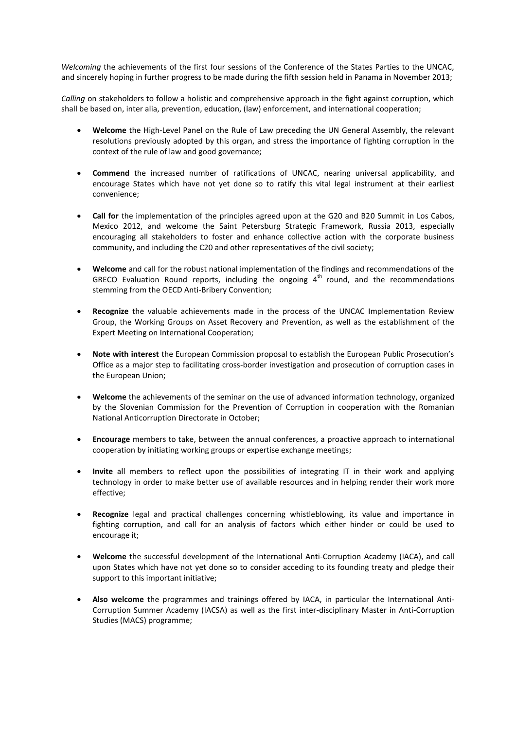*Welcoming* the achievements of the first four sessions of the Conference of the States Parties to the UNCAC, and sincerely hoping in further progress to be made during the fifth session held in Panama in November 2013;

*Calling* on stakeholders to follow a holistic and comprehensive approach in the fight against corruption, which shall be based on, inter alia, prevention, education, (law) enforcement, and international cooperation;

- **Welcome** the High-Level Panel on the Rule of Law preceding the UN General Assembly, the relevant resolutions previously adopted by this organ, and stress the importance of fighting corruption in the context of the rule of law and good governance;

- **Commend** the increased number of ratifications of UNCAC, nearing universal applicability, and encourage States which have not yet done so to ratify this vital legal instrument at their earliest convenience;

- **Call for** the implementation of the principles agreed upon at the G20 and B20 Summit in Los Cabos, Mexico 2012, and welcome the Saint Petersburg Strategic Framework, Russia 2013, especially encouraging all stakeholders to foster and enhance collective action with the corporate business community, and including the C20 and other representatives of the civil society;

- **Welcome** and call for the robust national implementation of the findings and recommendations of the GRECO Evaluation Round reports, including the ongoing 4th round, and the recommendations stemming from the OECD Anti-Bribery Convention;

- **Recognize** the valuable achievements made in the process of the UNCAC Implementation Review Group, the Working Groups on Asset Recovery and Prevention, as well as the establishment of the Expert Meeting on International Cooperation;

- **Note with interest** the European Commission proposal to establish the European Public Prosecution's Office as a major step to facilitating cross-border investigation and prosecution of corruption cases in the European Union;

- **Welcome** the achievements of the seminar on the use of advanced information technology, organized by the Slovenian Commission for the Prevention of Corruption in cooperation with the Romanian National Anticorruption Directorate in October;

- **Encourage** members to take, between the annual conferences, a proactive approach to international cooperation by initiating working groups or expertise exchange meetings;

- **Invite** all members to reflect upon the possibilities of integrating IT in their work and applying technology in order to make better use of available resources and in helping render their work more effective;

- **Recognize** legal and practical challenges concerning whistleblowing, its value and importance in fighting corruption, and call for an analysis of factors which either hinder or could be used to encourage it;

- **Welcome** the successful development of the International Anti-Corruption Academy (IACA), and call upon States which have not yet done so to consider acceding to its founding treaty and pledge their support to this important initiative;

- **Also welcome** the programmes and trainings offered by IACA, in particular the International Anti-Corruption Summer Academy (IACSA) as well as the first inter-disciplinary Master in Anti-Corruption Studies (MACS) programme;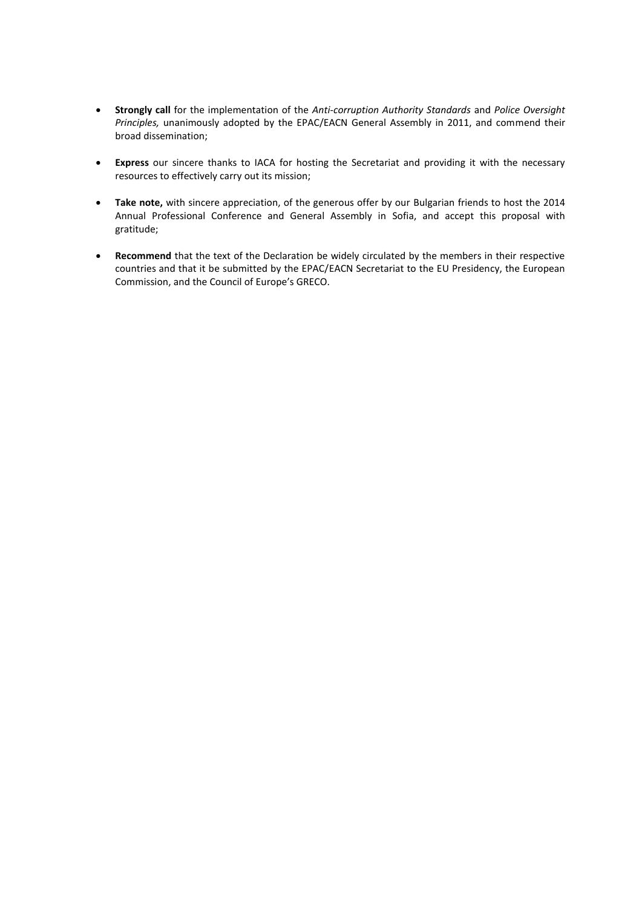- **Strongly call** for the implementation of the *Anti-corruption Authority Standards* and *Police Oversight Principles,* unanimously adopted by the EPAC/EACN General Assembly in 2011, and commend their broad dissemination;

- **Express** our sincere thanks to IACA for hosting the Secretariat and providing it with the necessary resources to effectively carry out its mission;

- **Take note,** with sincere appreciation, of the generous offer by our Bulgarian friends to host the 2014 Annual Professional Conference and General Assembly in Sofia, and accept this proposal with gratitude;

- **Recommend** that the text of the Declaration be widely circulated by the members in their respective countries and that it be submitted by the EPAC/EACN Secretariat to the EU Presidency, the European Commission, and the Council of Europe's GRECO.